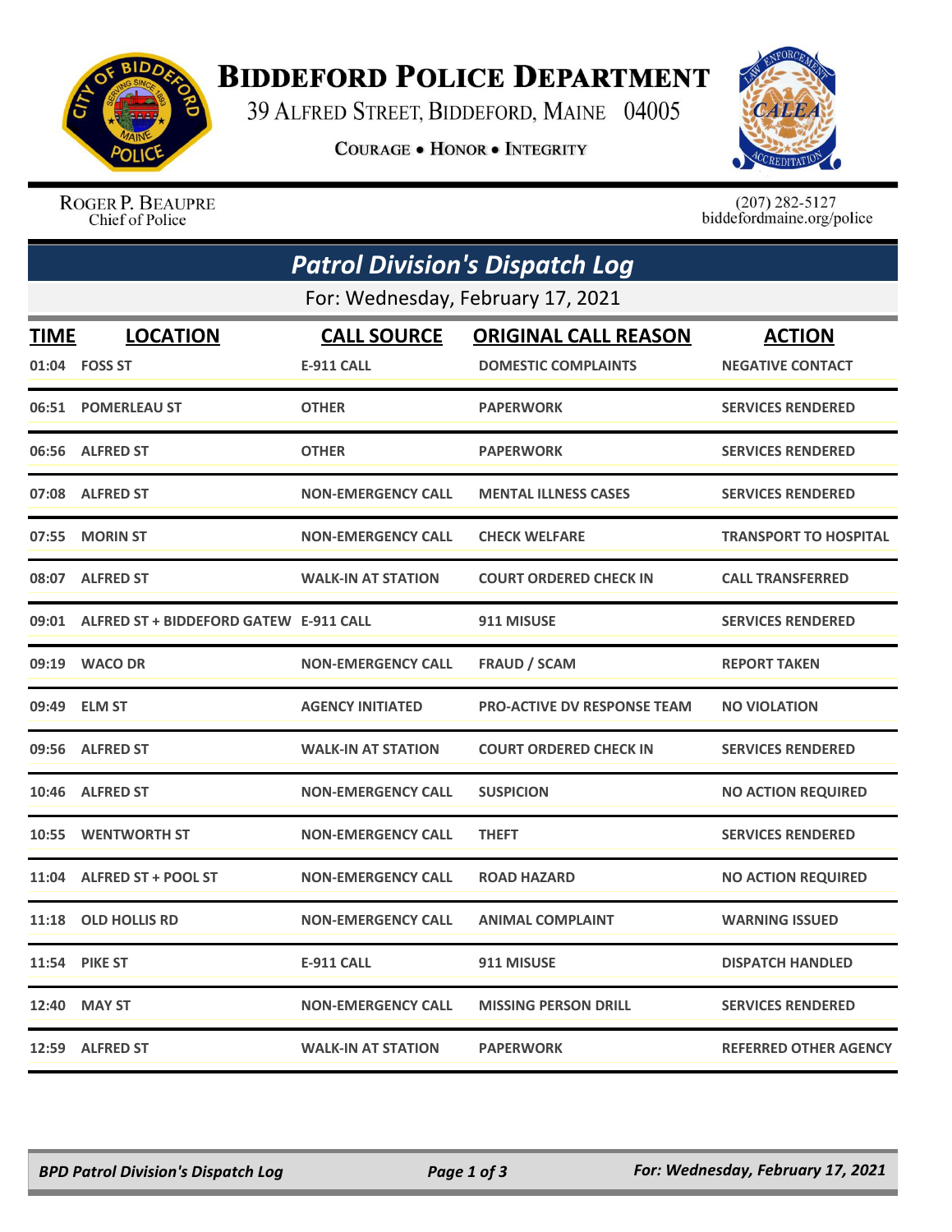# Biddeford Police Department

39 Alfred Street, Biddeford, Maine 04005

Courage • Honor • Integrity

Roger P. Beaupre
Chief of Police

(207) 282-5127
biddefordmaine.org/police

## Patrol Division's Dispatch Log

For: Wednesday, February 17, 2021

| TIME | LOCATION | CALL SOURCE | ORIGINAL CALL REASON | ACTION |
|---|---|---|---|---|
| 01:04 | FOSS ST | E-911 CALL | DOMESTIC COMPLAINTS | NEGATIVE CONTACT |
| 06:51 | POMERLEAU ST | OTHER | PAPERWORK | SERVICES RENDERED |
| 06:56 | ALFRED ST | OTHER | PAPERWORK | SERVICES RENDERED |
| 07:08 | ALFRED ST | NON-EMERGENCY CALL | MENTAL ILLNESS CASES | SERVICES RENDERED |
| 07:55 | MORIN ST | NON-EMERGENCY CALL | CHECK WELFARE | TRANSPORT TO HOSPITAL |
| 08:07 | ALFRED ST | WALK-IN AT STATION | COURT ORDERED CHECK IN | CALL TRANSFERRED |
| 09:01 | ALFRED ST + BIDDEFORD GATEW | E-911 CALL | 911 MISUSE | SERVICES RENDERED |
| 09:19 | WACO DR | NON-EMERGENCY CALL | FRAUD / SCAM | REPORT TAKEN |
| 09:49 | ELM ST | AGENCY INITIATED | PRO-ACTIVE DV RESPONSE TEAM | NO VIOLATION |
| 09:56 | ALFRED ST | WALK-IN AT STATION | COURT ORDERED CHECK IN | SERVICES RENDERED |
| 10:46 | ALFRED ST | NON-EMERGENCY CALL | SUSPICION | NO ACTION REQUIRED |
| 10:55 | WENTWORTH ST | NON-EMERGENCY CALL | THEFT | SERVICES RENDERED |
| 11:04 | ALFRED ST + POOL ST | NON-EMERGENCY CALL | ROAD HAZARD | NO ACTION REQUIRED |
| 11:18 | OLD HOLLIS RD | NON-EMERGENCY CALL | ANIMAL COMPLAINT | WARNING ISSUED |
| 11:54 | PIKE ST | E-911 CALL | 911 MISUSE | DISPATCH HANDLED |
| 12:40 | MAY ST | NON-EMERGENCY CALL | MISSING PERSON DRILL | SERVICES RENDERED |
| 12:59 | ALFRED ST | WALK-IN AT STATION | PAPERWORK | REFERRED OTHER AGENCY |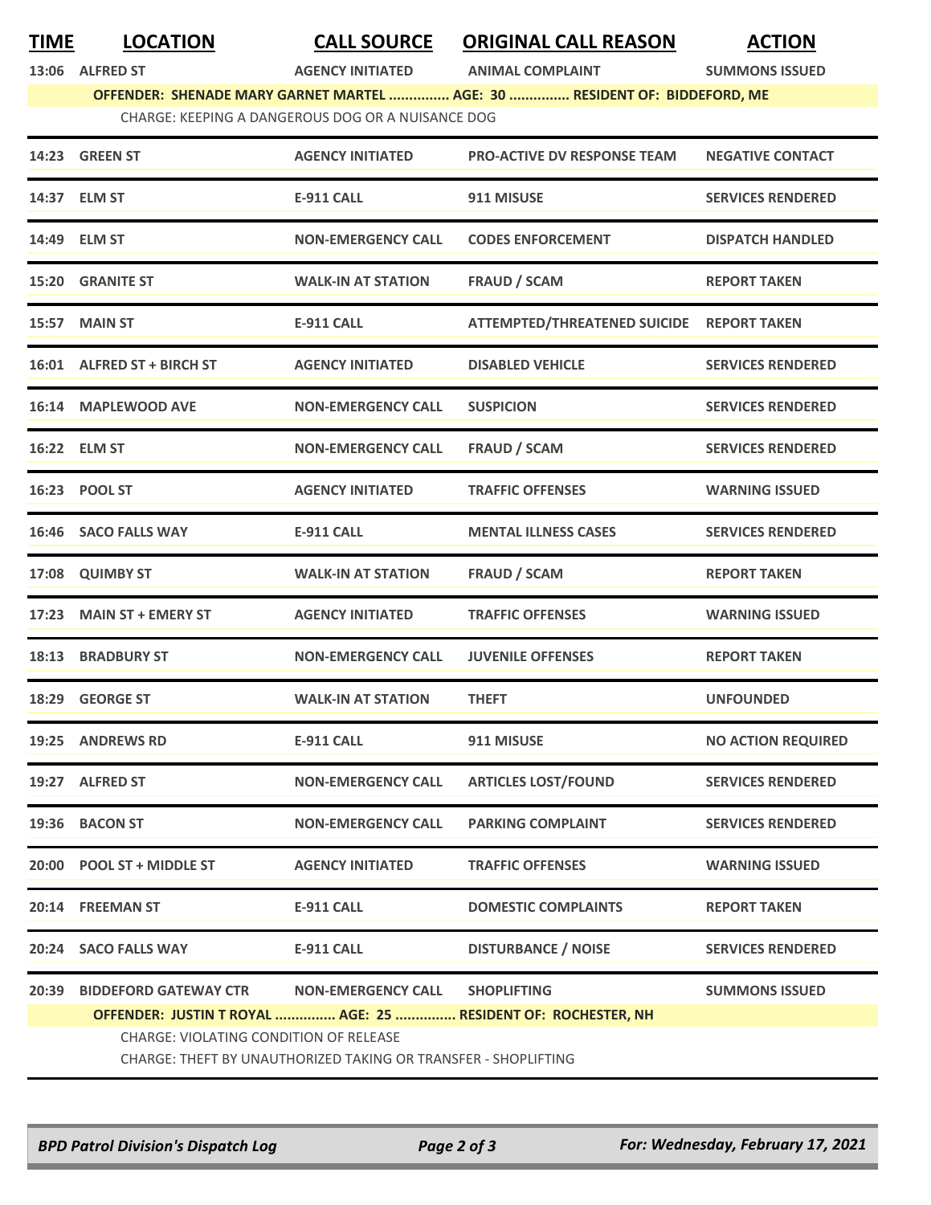| TIME | LOCATION | CALL SOURCE | ORIGINAL CALL REASON | ACTION |
|---|---|---|---|---|
| 13:06 | ALFRED ST | AGENCY INITIATED | ANIMAL COMPLAINT | SUMMONS ISSUED |
| | **OFFENDER: SHENADE MARY GARNET MARTEL ............... AGE: 30 ............... RESIDENT OF: BIDDEFORD, ME** | | | |
| | CHARGE: KEEPING A DANGEROUS DOG OR A NUISANCE DOG | | | |
| 14:23 | GREEN ST | AGENCY INITIATED | PRO-ACTIVE DV RESPONSE TEAM | NEGATIVE CONTACT |
| 14:37 | ELM ST | E-911 CALL | 911 MISUSE | SERVICES RENDERED |
| 14:49 | ELM ST | NON-EMERGENCY CALL | CODES ENFORCEMENT | DISPATCH HANDLED |
| 15:20 | GRANITE ST | WALK-IN AT STATION | FRAUD / SCAM | REPORT TAKEN |
| 15:57 | MAIN ST | E-911 CALL | ATTEMPTED/THREATENED SUICIDE | REPORT TAKEN |
| 16:01 | ALFRED ST + BIRCH ST | AGENCY INITIATED | DISABLED VEHICLE | SERVICES RENDERED |
| 16:14 | MAPLEWOOD AVE | NON-EMERGENCY CALL | SUSPICION | SERVICES RENDERED |
| 16:22 | ELM ST | NON-EMERGENCY CALL | FRAUD / SCAM | SERVICES RENDERED |
| 16:23 | POOL ST | AGENCY INITIATED | TRAFFIC OFFENSES | WARNING ISSUED |
| 16:46 | SACO FALLS WAY | E-911 CALL | MENTAL ILLNESS CASES | SERVICES RENDERED |
| 17:08 | QUIMBY ST | WALK-IN AT STATION | FRAUD / SCAM | REPORT TAKEN |
| 17:23 | MAIN ST + EMERY ST | AGENCY INITIATED | TRAFFIC OFFENSES | WARNING ISSUED |
| 18:13 | BRADBURY ST | NON-EMERGENCY CALL | JUVENILE OFFENSES | REPORT TAKEN |
| 18:29 | GEORGE ST | WALK-IN AT STATION | THEFT | UNFOUNDED |
| 19:25 | ANDREWS RD | E-911 CALL | 911 MISUSE | NO ACTION REQUIRED |
| 19:27 | ALFRED ST | NON-EMERGENCY CALL | ARTICLES LOST/FOUND | SERVICES RENDERED |
| 19:36 | BACON ST | NON-EMERGENCY CALL | PARKING COMPLAINT | SERVICES RENDERED |
| 20:00 | POOL ST + MIDDLE ST | AGENCY INITIATED | TRAFFIC OFFENSES | WARNING ISSUED |
| 20:14 | FREEMAN ST | E-911 CALL | DOMESTIC COMPLAINTS | REPORT TAKEN |
| 20:24 | SACO FALLS WAY | E-911 CALL | DISTURBANCE / NOISE | SERVICES RENDERED |
| 20:39 | BIDDEFORD GATEWAY CTR | NON-EMERGENCY CALL | SHOPLIFTING | SUMMONS ISSUED |
| | **OFFENDER: JUSTIN T ROYAL ............... AGE: 25 ............... RESIDENT OF: ROCHESTER, NH** | | | |
| | CHARGE: VIOLATING CONDITION OF RELEASE | | | |
| | CHARGE: THEFT BY UNAUTHORIZED TAKING OR TRANSFER - SHOPLIFTING | | | |

*BPD Patrol Division's Dispatch Log* — *For: Wednesday, February 17, 2021*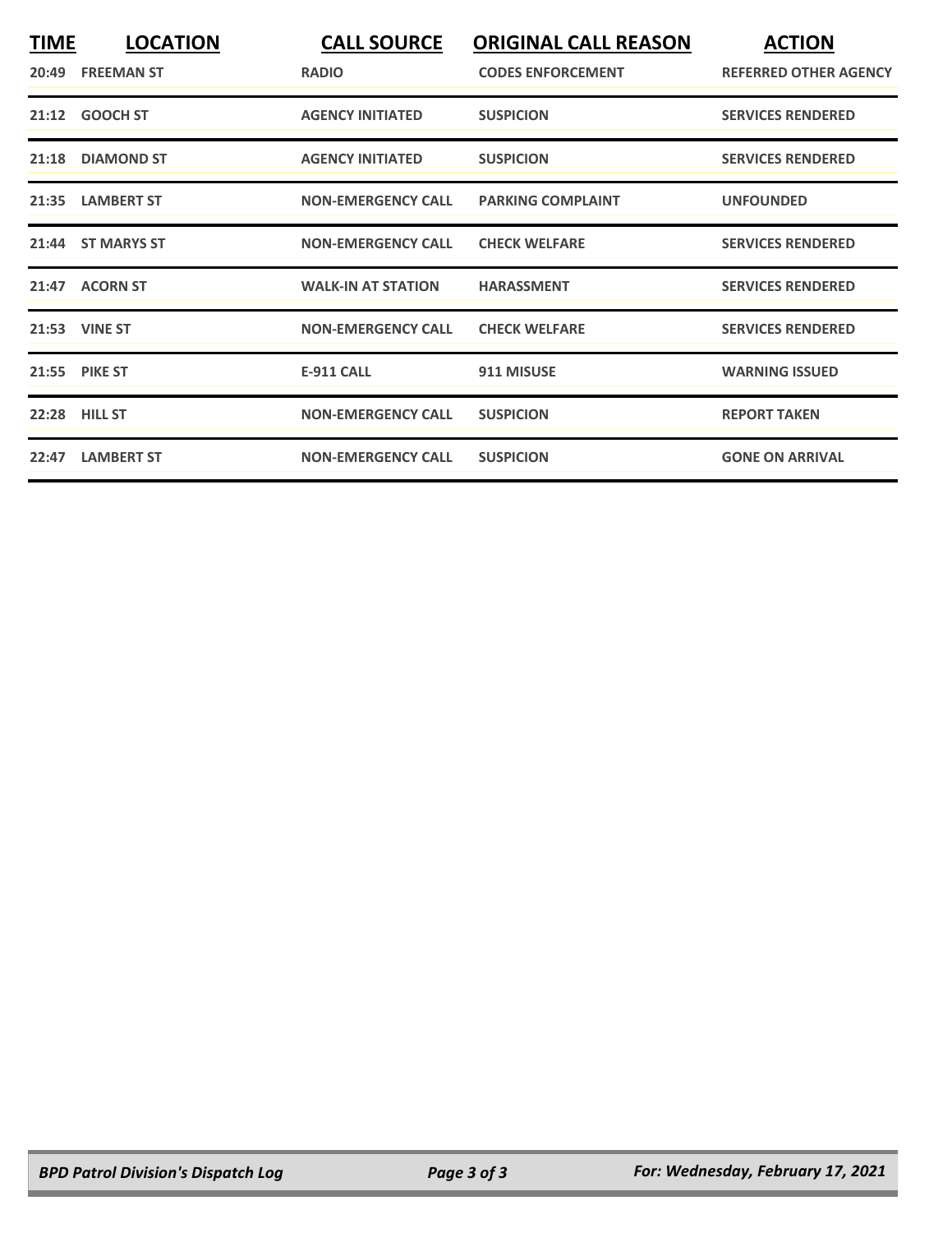| TIME | LOCATION | CALL SOURCE | ORIGINAL CALL REASON | ACTION |
|---|---|---|---|---|
| 20:49 | FREEMAN ST | RADIO | CODES ENFORCEMENT | REFERRED OTHER AGENCY |
| 21:12 | GOOCH ST | AGENCY INITIATED | SUSPICION | SERVICES RENDERED |
| 21:18 | DIAMOND ST | AGENCY INITIATED | SUSPICION | SERVICES RENDERED |
| 21:35 | LAMBERT ST | NON-EMERGENCY CALL | PARKING COMPLAINT | UNFOUNDED |
| 21:44 | ST MARYS ST | NON-EMERGENCY CALL | CHECK WELFARE | SERVICES RENDERED |
| 21:47 | ACORN ST | WALK-IN AT STATION | HARASSMENT | SERVICES RENDERED |
| 21:53 | VINE ST | NON-EMERGENCY CALL | CHECK WELFARE | SERVICES RENDERED |
| 21:55 | PIKE ST | E-911 CALL | 911 MISUSE | WARNING ISSUED |
| 22:28 | HILL ST | NON-EMERGENCY CALL | SUSPICION | REPORT TAKEN |
| 22:47 | LAMBERT ST | NON-EMERGENCY CALL | SUSPICION | GONE ON ARRIVAL |